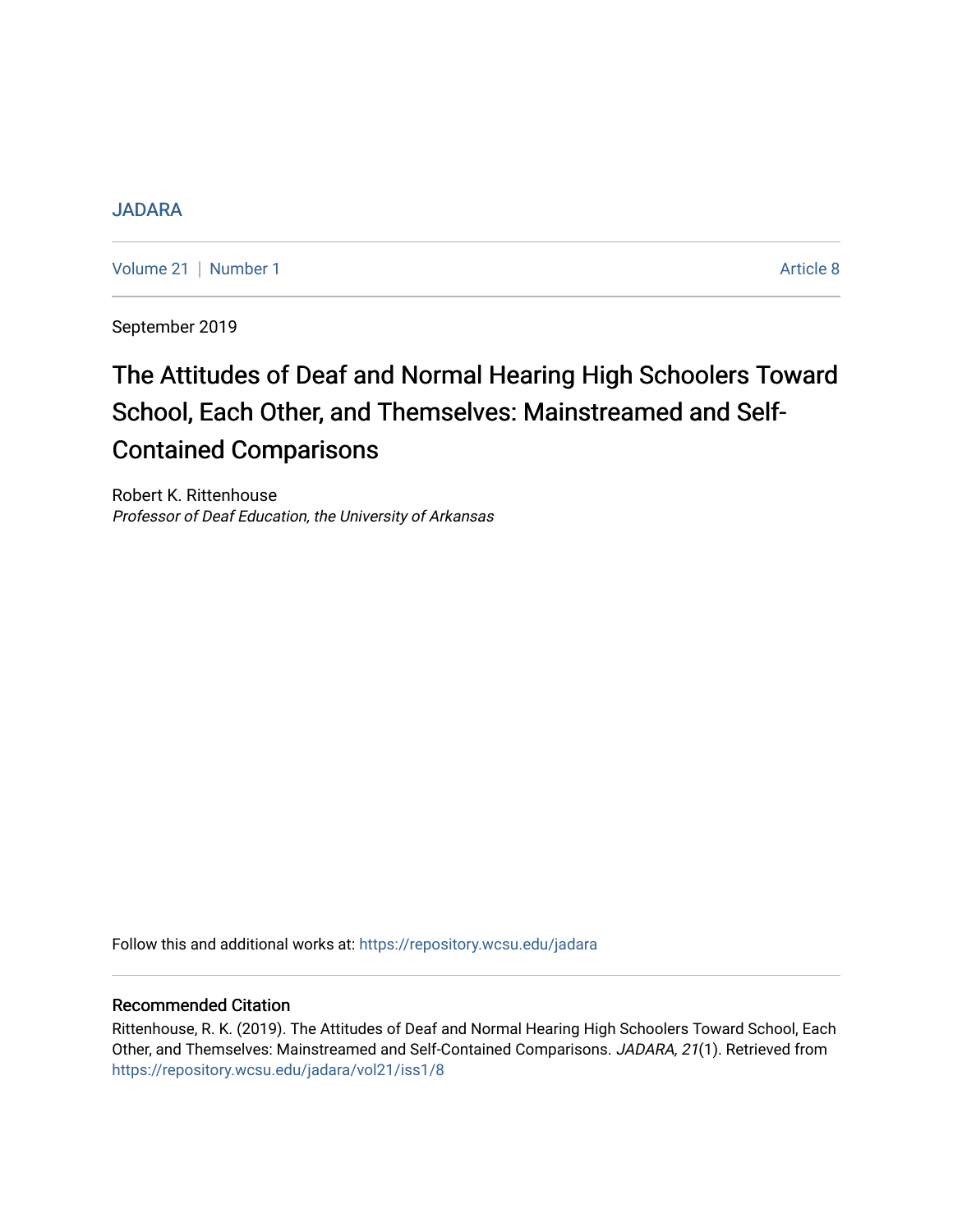JADARA

Volume 21 | Number 1 Article 8

September 2019

# The Attitudes of Deaf and Normal Hearing High Schoolers Toward School, Each Other, and Themselves: Mainstreamed and Self-Contained Comparisons

Robert K. Rittenhouse
*Professor of Deaf Education, the University of Arkansas*

Follow this and additional works at: https://repository.wcsu.edu/jadara

## Recommended Citation

Rittenhouse, R. K. (2019). The Attitudes of Deaf and Normal Hearing High Schoolers Toward School, Each Other, and Themselves: Mainstreamed and Self-Contained Comparisons. *JADARA, 21*(1). Retrieved from https://repository.wcsu.edu/jadara/vol21/iss1/8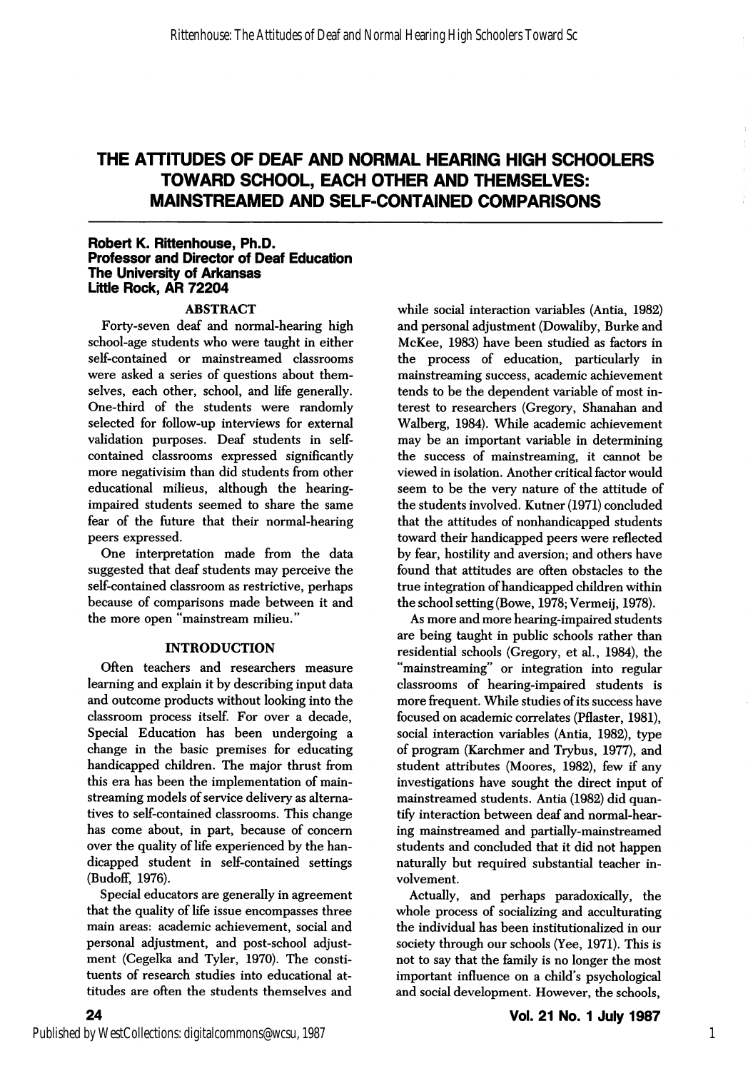# THE ATTITUDES OF DEAF AND NORMAL HEARING HIGH SCHOOLERS TOWARD SCHOOL, EACH OTHER AND THEMSELVES: MAINSTREAMED AND SELF-CONTAINED COMPARISONS

**Robert K. Rittenhouse, Ph.D.**
**Professor and Director of Deaf Education**
**The University of Arkansas**
**Little Rock, AR 72204**

## ABSTRACT

Forty-seven deaf and normal-hearing high school-age students who were taught in either self-contained or mainstreamed classrooms were asked a series of questions about themselves, each other, school, and life generally. One-third of the students were randomly selected for follow-up interviews for external validation purposes. Deaf students in self-contained classrooms expressed significantly more negativisim than did students from other educational milieus, although the hearing-impaired students seemed to share the same fear of the future that their normal-hearing peers expressed.

One interpretation made from the data suggested that deaf students may perceive the self-contained classroom as restrictive, perhaps because of comparisons made between it and the more open "mainstream milieu."

## INTRODUCTION

Often teachers and researchers measure learning and explain it by describing input data and outcome products without looking into the classroom process itself. For over a decade, Special Education has been undergoing a change in the basic premises for educating handicapped children. The major thrust from this era has been the implementation of mainstreaming models of service delivery as alternatives to self-contained classrooms. This change has come about, in part, because of concern over the quality of life experienced by the handicapped student in self-contained settings (Budoff, 1976).

Special educators are generally in agreement that the quality of life issue encompasses three main areas: academic achievement, social and personal adjustment, and post-school adjustment (Cegelka and Tyler, 1970). The constituents of research studies into educational attitudes are often the students themselves and while social interaction variables (Antia, 1982) and personal adjustment (Dowaliby, Burke and McKee, 1983) have been studied as factors in the process of education, particularly in mainstreaming success, academic achievement tends to be the dependent variable of most interest to researchers (Gregory, Shanahan and Walberg, 1984). While academic achievement may be an important variable in determining the success of mainstreaming, it cannot be viewed in isolation. Another critical factor would seem to be the very nature of the attitude of the students involved. Kutner (1971) concluded that the attitudes of nonhandicapped students toward their handicapped peers were reflected by fear, hostility and aversion; and others have found that attitudes are often obstacles to the true integration of handicapped children within the school setting (Bowe, 1978; Vermeij, 1978).

As more and more hearing-impaired students are being taught in public schools rather than residential schools (Gregory, et al., 1984), the "mainstreaming" or integration into regular classrooms of hearing-impaired students is more frequent. While studies of its success have focused on academic correlates (Pflaster, 1981), social interaction variables (Antia, 1982), type of program (Karchmer and Trybus, 1977), and student attributes (Moores, 1982), few if any investigations have sought the direct input of mainstreamed students. Antia (1982) did quantify interaction between deaf and normal-hearing mainstreamed and partially-mainstreamed students and concluded that it did not happen naturally but required substantial teacher involvement.

Actually, and perhaps paradoxically, the whole process of socializing and acculturating the individual has been institutionalized in our society through our schools (Yee, 1971). This is not to say that the family is no longer the most important influence on a child's psychological and social development. However, the schools,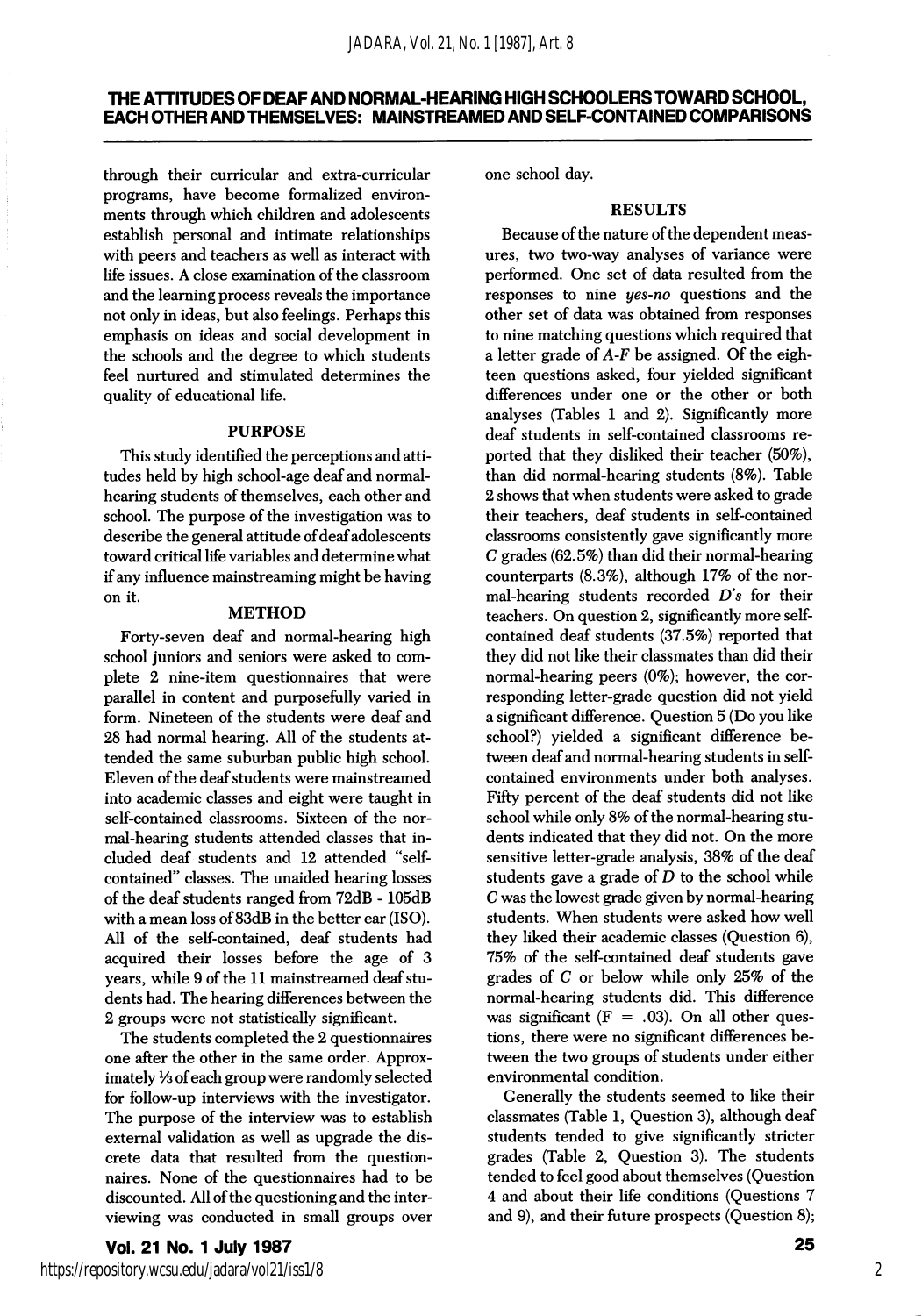# THE ATTITUDES OF DEAF AND NORMAL-HEARING HIGH SCHOOLERS TOWARD SCHOOL, EACH OTHER AND THEMSELVES: MAINSTREAMED AND SELF-CONTAINED COMPARISONS

through their curricular and extra-curricular programs, have become formalized environments through which children and adolescents establish personal and intimate relationships with peers and teachers as well as interact with life issues. A close examination of the classroom and the learning process reveals the importance not only in ideas, but also feelings. Perhaps this emphasis on ideas and social development in the schools and the degree to which students feel nurtured and stimulated determines the quality of educational life.

## PURPOSE

This study identified the perceptions and attitudes held by high school-age deaf and normal-hearing students of themselves, each other and school. The purpose of the investigation was to describe the general attitude of deaf adolescents toward critical life variables and determine what if any influence mainstreaming might be having on it.

## METHOD

Forty-seven deaf and normal-hearing high school juniors and seniors were asked to complete 2 nine-item questionnaires that were parallel in content and purposefully varied in form. Nineteen of the students were deaf and 28 had normal hearing. All of the students attended the same suburban public high school. Eleven of the deaf students were mainstreamed into academic classes and eight were taught in self-contained classrooms. Sixteen of the normal-hearing students attended classes that included deaf students and 12 attended "self-contained" classes. The unaided hearing losses of the deaf students ranged from 72dB - 105dB with a mean loss of 83dB in the better ear (ISO). All of the self-contained, deaf students had acquired their losses before the age of 3 years, while 9 of the 11 mainstreamed deaf students had. The hearing differences between the 2 groups were not statistically significant.

The students completed the 2 questionnaires one after the other in the same order. Approximately ⅓ of each group were randomly selected for follow-up interviews with the investigator. The purpose of the interview was to establish external validation as well as upgrade the discrete data that resulted from the questionnaires. None of the questionnaires had to be discounted. All of the questioning and the interviewing was conducted in small groups over one school day.

## RESULTS

Because of the nature of the dependent measures, two two-way analyses of variance were performed. One set of data resulted from the responses to nine *yes-no* questions and the other set of data was obtained from responses to nine matching questions which required that a letter grade of *A-F* be assigned. Of the eighteen questions asked, four yielded significant differences under one or the other or both analyses (Tables 1 and 2). Significantly more deaf students in self-contained classrooms reported that they disliked their teacher (50%), than did normal-hearing students (8%). Table 2 shows that when students were asked to grade their teachers, deaf students in self-contained classrooms consistently gave significantly more *C* grades (62.5%) than did their normal-hearing counterparts (8.3%), although 17% of the normal-hearing students recorded *D's* for their teachers. On question 2, significantly more self-contained deaf students (37.5%) reported that they did not like their classmates than did their normal-hearing peers (0%); however, the corresponding letter-grade question did not yield a significant difference. Question 5 (Do you like school?) yielded a significant difference between deaf and normal-hearing students in self-contained environments under both analyses. Fifty percent of the deaf students did not like school while only 8% of the normal-hearing students indicated that they did not. On the more sensitive letter-grade analysis, 38% of the deaf students gave a grade of *D* to the school while *C* was the lowest grade given by normal-hearing students. When students were asked how well they liked their academic classes (Question 6), 75% of the self-contained deaf students gave grades of *C* or below while only 25% of the normal-hearing students did. This difference was significant ($F = .03$). On all other questions, there were no significant differences between the two groups of students under either environmental condition.

Generally the students seemed to like their classmates (Table 1, Question 3), although deaf students tended to give significantly stricter grades (Table 2, Question 3). The students tended to feel good about themselves (Question 4 and about their life conditions (Questions 7 and 9), and their future prospects (Question 8);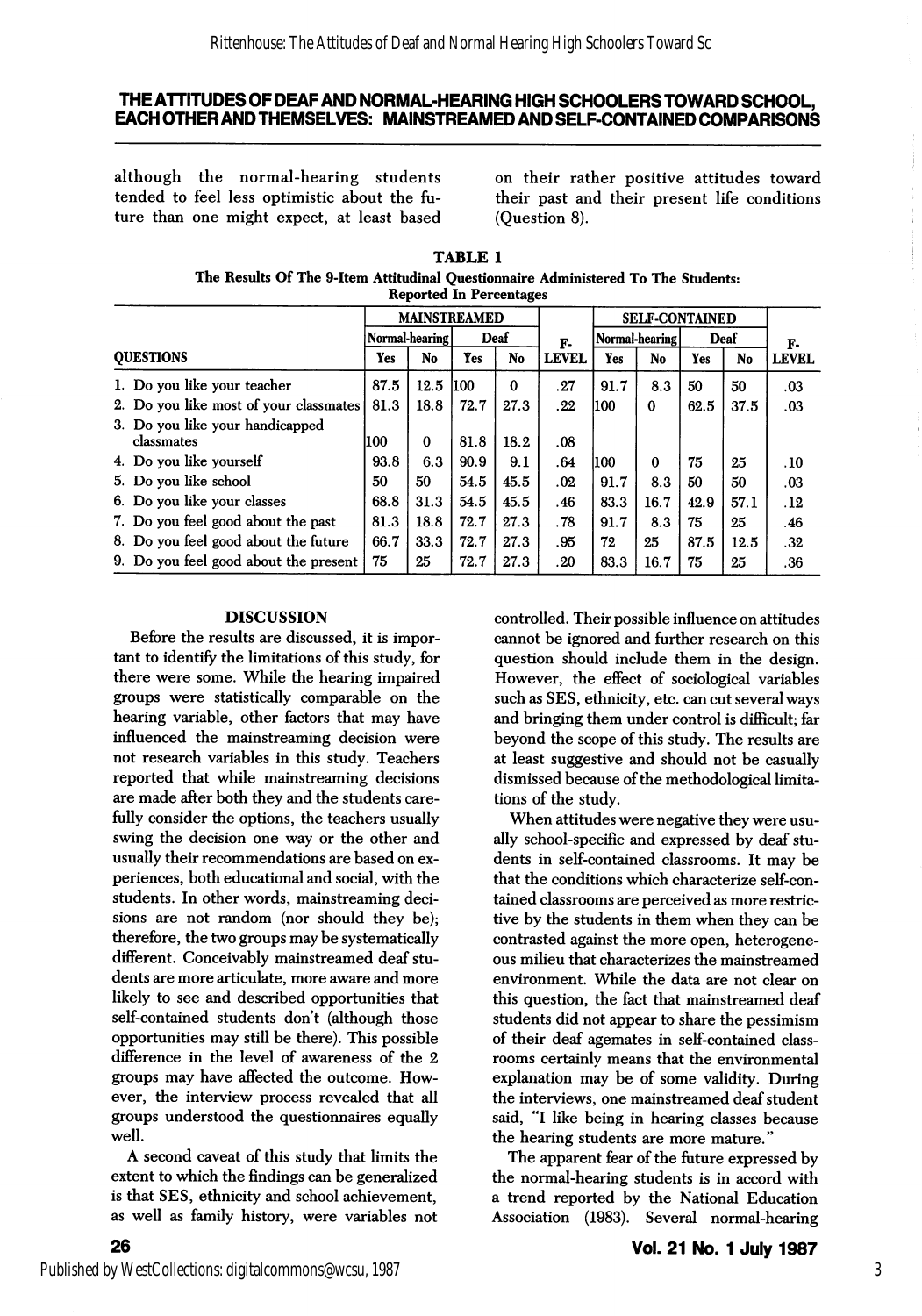although the normal-hearing students tended to feel less optimistic about the future than one might expect, at least based on their rather positive attitudes toward their past and their present life conditions (Question 8).

**TABLE 1**
**The Results Of The 9-Item Attitudinal Questionnaire Administered To The Students: Reported In Percentages**

| | MAINSTREAMED | | | | | SELF-CONTAINED | | | | |
|---|---|---|---|---|---|---|---|---|---|---|
| | Normal-hearing | | Deaf | | | Normal-hearing | | Deaf | | |
| QUESTIONS | Yes | No | Yes | No | F-LEVEL | Yes | No | Yes | No | F-LEVEL |
| 1. Do you like your teacher | 87.5 | 12.5 | 100 | 0 | .27 | 91.7 | 8.3 | 50 | 50 | .03 |
| 2. Do you like most of your classmates | 81.3 | 18.8 | 72.7 | 27.3 | .22 | 100 | 0 | 62.5 | 37.5 | .03 |
| 3. Do you like your handicapped classmates | 100 | 0 | 81.8 | 18.2 | .08 | | | | | |
| 4. Do you like yourself | 93.8 | 6.3 | 90.9 | 9.1 | .64 | 100 | 0 | 75 | 25 | .10 |
| 5. Do you like school | 50 | 50 | 54.5 | 45.5 | .02 | 91.7 | 8.3 | 50 | 50 | .03 |
| 6. Do you like your classes | 68.8 | 31.3 | 54.5 | 45.5 | .46 | 83.3 | 16.7 | 42.9 | 57.1 | .12 |
| 7. Do you feel good about the past | 81.3 | 18.8 | 72.7 | 27.3 | .78 | 91.7 | 8.3 | 75 | 25 | .46 |
| 8. Do you feel good about the future | 66.7 | 33.3 | 72.7 | 27.3 | .95 | 72 | 25 | 87.5 | 12.5 | .32 |
| 9. Do you feel good about the present | 75 | 25 | 72.7 | 27.3 | .20 | 83.3 | 16.7 | 75 | 25 | .36 |

## DISCUSSION

Before the results are discussed, it is important to identify the limitations of this study, for there were some. While the hearing impaired groups were statistically comparable on the hearing variable, other factors that may have influenced the mainstreaming decision were not research variables in this study. Teachers reported that while mainstreaming decisions are made after both they and the students carefully consider the options, the teachers usually swing the decision one way or the other and usually their recommendations are based on experiences, both educational and social, with the students. In other words, mainstreaming decisions are not random (nor should they be); therefore, the two groups may be systematically different. Conceivably mainstreamed deaf students are more articulate, more aware and more likely to see and described opportunities that self-contained students don't (although those opportunities may still be there). This possible difference in the level of awareness of the 2 groups may have affected the outcome. However, the interview process revealed that all groups understood the questionnaires equally well.

A second caveat of this study that limits the extent to which the findings can be generalized is that SES, ethnicity and school achievement, as well as family history, were variables not controlled. Their possible influence on attitudes cannot be ignored and further research on this question should include them in the design. However, the effect of sociological variables such as SES, ethnicity, etc. can cut several ways and bringing them under control is difficult; far beyond the scope of this study. The results are at least suggestive and should not be casually dismissed because of the methodological limitations of the study.

When attitudes were negative they were usually school-specific and expressed by deaf students in self-contained classrooms. It may be that the conditions which characterize self-contained classrooms are perceived as more restrictive by the students in them when they can be contrasted against the more open, heterogeneous milieu that characterizes the mainstreamed environment. While the data are not clear on this question, the fact that mainstreamed deaf students did not appear to share the pessimism of their deaf agemates in self-contained classrooms certainly means that the environmental explanation may be of some validity. During the interviews, one mainstreamed deaf student said, "I like being in hearing classes because the hearing students are more mature."

The apparent fear of the future expressed by the normal-hearing students is in accord with a trend reported by the National Education Association (1983). Several normal-hearing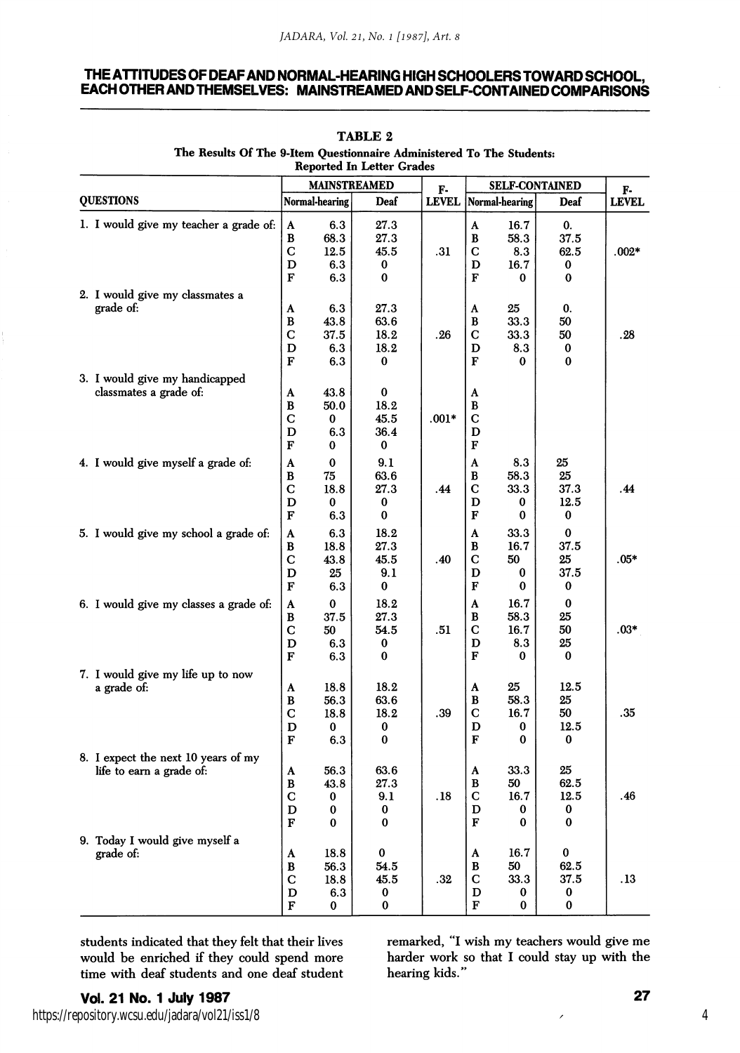# THE ATTITUDES OF DEAF AND NORMAL-HEARING HIGH SCHOOLERS TOWARD SCHOOL, EACH OTHER AND THEMSELVES: MAINSTREAMED AND SELF-CONTAINED COMPARISONS

**TABLE 2**

**The Results Of The 9-Item Questionnaire Administered To The Students: Reported In Letter Grades**

| QUESTIONS | MAINSTREAMED | | | F-LEVEL | SELF-CONTAINED | | | F-LEVEL |
|---|---|---|---|---|---|---|---|---|
| | Normal-hearing | | Deaf | | Normal-hearing | | Deaf | |
| 1. I would give my teacher a grade of: | A | 6.3 | 27.3 | | A | 16.7 | 0. | |
| | B | 68.3 | 27.3 | | B | 58.3 | 37.5 | |
| | C | 12.5 | 45.5 | .31 | C | 8.3 | 62.5 | .002* |
| | D | 6.3 | 0 | | D | 16.7 | 0 | |
| | F | 6.3 | 0 | | F | 0 | 0 | |
| 2. I would give my classmates a grade of: | A | 6.3 | 27.3 | | A | 25 | 0. | |
| | B | 43.8 | 63.6 | | B | 33.3 | 50 | |
| | C | 37.5 | 18.2 | .26 | C | 33.3 | 50 | .28 |
| | D | 6.3 | 18.2 | | D | 8.3 | 0 | |
| | F | 6.3 | 0 | | F | 0 | 0 | |
| 3. I would give my handicapped classmates a grade of: | A | 43.8 | 0 | | A | | | |
| | B | 50.0 | 18.2 | | B | | | |
| | C | 0 | 45.5 | .001* | C | | | |
| | D | 6.3 | 36.4 | | D | | | |
| | F | 0 | 0 | | F | | | |
| 4. I would give myself a grade of: | A | 0 | 9.1 | | A | 8.3 | 25 | |
| | B | 75 | 63.6 | | B | 58.3 | 25 | |
| | C | 18.8 | 27.3 | .44 | C | 33.3 | 37.3 | .44 |
| | D | 0 | 0 | | D | 0 | 12.5 | |
| | F | 6.3 | 0 | | F | 0 | 0 | |
| 5. I would give my school a grade of: | A | 6.3 | 18.2 | | A | 33.3 | 0 | |
| | B | 18.8 | 27.3 | | B | 16.7 | 37.5 | |
| | C | 43.8 | 45.5 | .40 | C | 50 | 25 | .05* |
| | D | 25 | 9.1 | | D | 0 | 37.5 | |
| | F | 6.3 | 0 | | F | 0 | 0 | |
| 6. I would give my classes a grade of: | A | 0 | 18.2 | | A | 16.7 | 0 | |
| | B | 37.5 | 27.3 | | B | 58.3 | 25 | |
| | C | 50 | 54.5 | .51 | C | 16.7 | 50 | .03* |
| | D | 6.3 | 0 | | D | 8.3 | 25 | |
| | F | 6.3 | 0 | | F | 0 | 0 | |
| 7. I would give my life up to now a grade of: | A | 18.8 | 18.2 | | A | 25 | 12.5 | |
| | B | 56.3 | 63.6 | | B | 58.3 | 25 | |
| | C | 18.8 | 18.2 | .39 | C | 16.7 | 50 | .35 |
| | D | 0 | 0 | | D | 0 | 12.5 | |
| | F | 6.3 | 0 | | F | 0 | 0 | |
| 8. I expect the next 10 years of my life to earn a grade of: | A | 56.3 | 63.6 | | A | 33.3 | 25 | |
| | B | 43.8 | 27.3 | | B | 50 | 62.5 | |
| | C | 0 | 9.1 | .18 | C | 16.7 | 12.5 | .46 |
| | D | 0 | 0 | | D | 0 | 0 | |
| | F | 0 | 0 | | F | 0 | 0 | |
| 9. Today I would give myself a grade of: | A | 18.8 | 0 | | A | 16.7 | 0 | |
| | B | 56.3 | 54.5 | | B | 50 | 62.5 | |
| | C | 18.8 | 45.5 | .32 | C | 33.3 | 37.5 | .13 |
| | D | 6.3 | 0 | | D | 0 | 0 | |
| | F | 0 | 0 | | F | 0 | 0 | |

students indicated that they felt that their lives would be enriched if they could spend more time with deaf students and one deaf student remarked, "I wish my teachers would give me harder work so that I could stay up with the hearing kids."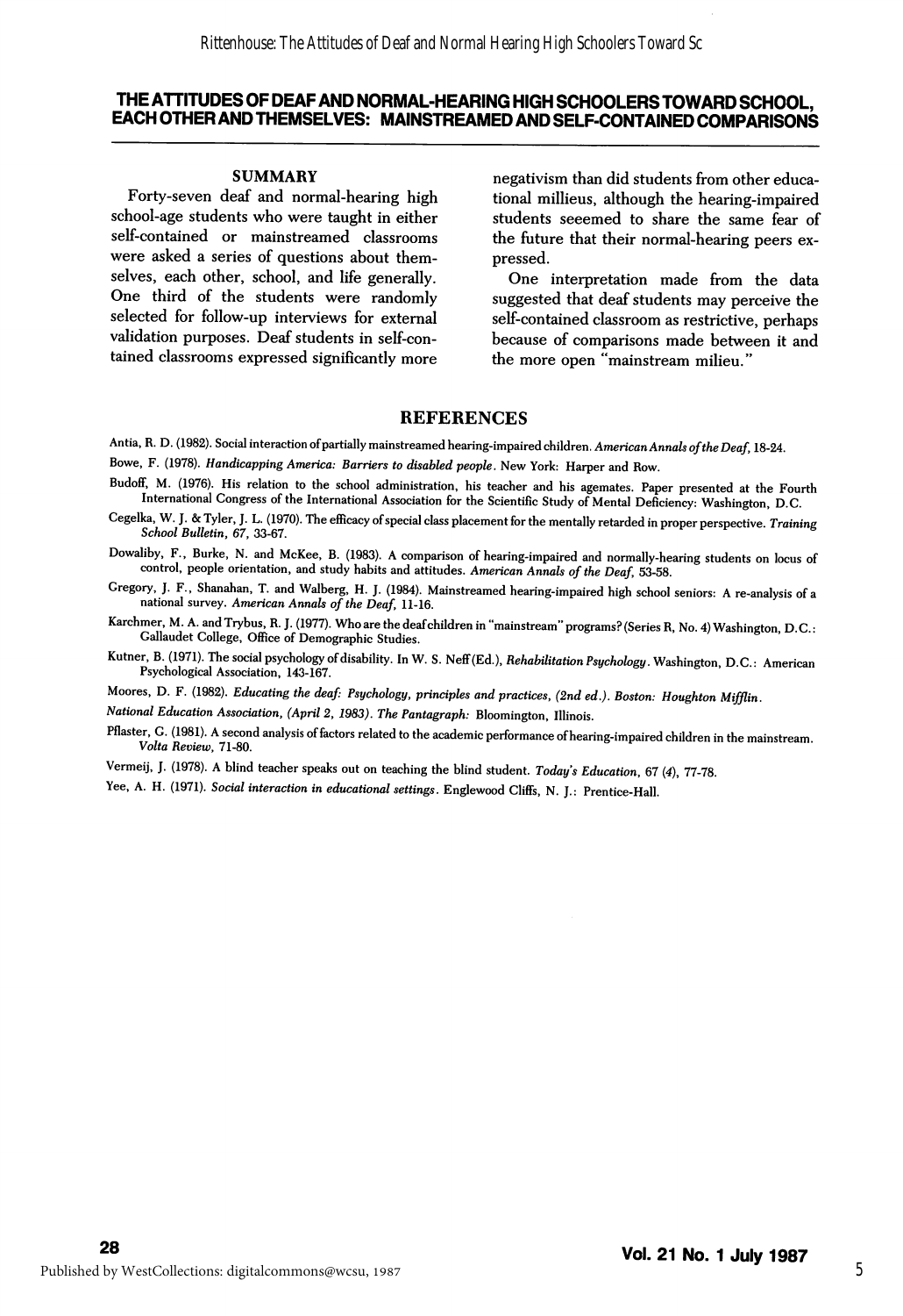# THE ATTITUDES OF DEAF AND NORMAL-HEARING HIGH SCHOOLERS TOWARD SCHOOL, EACH OTHER AND THEMSELVES: MAINSTREAMED AND SELF-CONTAINED COMPARISONS

## SUMMARY

Forty-seven deaf and normal-hearing high school-age students who were taught in either self-contained or mainstreamed classrooms were asked a series of questions about themselves, each other, school, and life generally. One third of the students were randomly selected for follow-up interviews for external validation purposes. Deaf students in self-contained classrooms expressed significantly more negativism than did students from other educational millieus, although the hearing-impaired students seeemed to share the same fear of the future that their normal-hearing peers expressed.

One interpretation made from the data suggested that deaf students may perceive the self-contained classroom as restrictive, perhaps because of comparisons made between it and the more open "mainstream milieu."

## REFERENCES

Antia, R. D. (1982). Social interaction of partially mainstreamed hearing-impaired children. *American Annals of the Deaf*, 18-24.

Bowe, F. (1978). *Handicapping America: Barriers to disabled people*. New York: Harper and Row.

Budoff, M. (1976). His relation to the school administration, his teacher and his agemates. Paper presented at the Fourth International Congress of the International Association for the Scientific Study of Mental Deficiency: Washington, D.C.

Cegelka, W. J. & Tyler, J. L. (1970). The efficacy of special class placement for the mentally retarded in proper perspective. *Training School Bulletin, 67*, 33-67.

Dowaliby, F., Burke, N. and McKee, B. (1983). A comparison of hearing-impaired and normally-hearing students on locus of control, people orientation, and study habits and attitudes. *American Annals of the Deaf*, 53-58.

Gregory, J. F., Shanahan, T. and Walberg, H. J. (1984). Mainstreamed hearing-impaired high school seniors: A re-analysis of a national survey. *American Annals of the Deaf*, 11-16.

Karchmer, M. A. and Trybus, R. J. (1977). Who are the deaf children in "mainstream" programs? (Series R, No. 4) Washington, D.C.: Gallaudet College, Office of Demographic Studies.

Kutner, B. (1971). The social psychology of disability. In W. S. Neff (Ed.), *Rehabilitation Psychology*. Washington, D.C.: American Psychological Association, 143-167.

Moores, D. F. (1982). *Educating the deaf: Psychology, principles and practices, (2nd ed.). Boston: Houghton Mifflin.*

*National Education Association, (April 2, 1983). The Pantagraph:* Bloomington, Illinois.

Pflaster, G. (1981). A second analysis of factors related to the academic performance of hearing-impaired children in the mainstream. *Volta Review*, 71-80.

Vermeij, J. (1978). A blind teacher speaks out on teaching the blind student. *Today's Education*, 67 (4), 77-78.

Yee, A. H. (1971). *Social interaction in educational settings*. Englewood Cliffs, N. J.: Prentice-Hall.